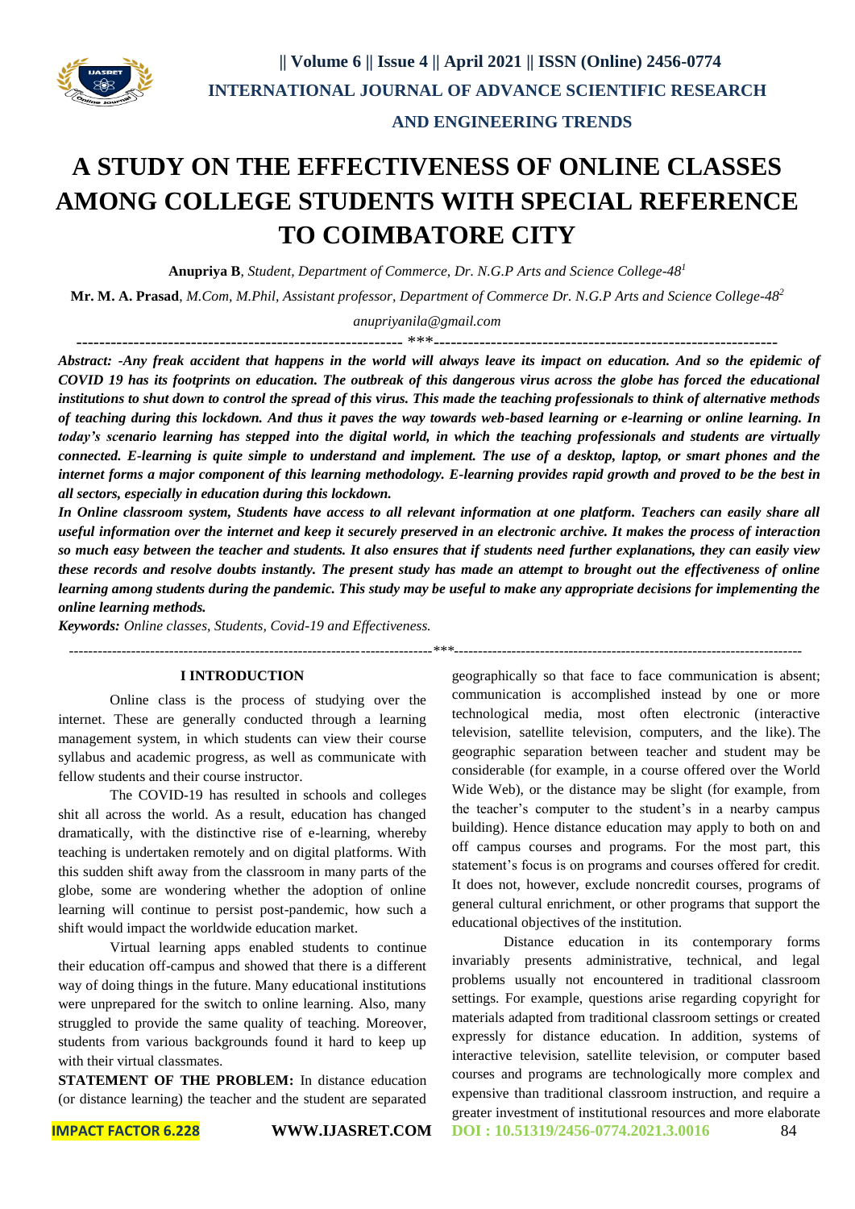# A STUDY ON THE EFFECTIVENESS OF ONLINE CLASSES AMONG COLLEGE STUDENTS WITH SPECIAL REFERENCE TO COIMBATORE CITY

**Anupriya B**, *Student, Department of Commerce, Dr. N.G.P Arts and Science College-48*[1]

**Mr. M. A. Prasad**, *M.Com, M.Phil, Assistant professor, Department of Commerce Dr. N.G.P Arts and Science College-48*[2]

*anupriyanila@gmail.com*

***Abstract: -Any freak accident that happens in the world will always leave its impact on education. And so the epidemic of COVID 19 has its footprints on education. The outbreak of this dangerous virus across the globe has forced the educational institutions to shut down to control the spread of this virus. This made the teaching professionals to think of alternative methods of teaching during this lockdown. And thus it paves the way towards web-based learning or e-learning or online learning. In today's scenario learning has stepped into the digital world, in which the teaching professionals and students are virtually connected. E-learning is quite simple to understand and implement. The use of a desktop, laptop, or smart phones and the internet forms a major component of this learning methodology. E-learning provides rapid growth and proved to be the best in all sectors, especially in education during this lockdown.***

***In Online classroom system, Students have access to all relevant information at one platform. Teachers can easily share all useful information over the internet and keep it securely preserved in an electronic archive. It makes the process of interaction so much easy between the teacher and students. It also ensures that if students need further explanations, they can easily view these records and resolve doubts instantly. The present study has made an attempt to brought out the effectiveness of online learning among students during the pandemic. This study may be useful to make any appropriate decisions for implementing the online learning methods.***

***Keywords:*** *Online classes, Students, Covid-19 and Effectiveness.*

## I INTRODUCTION

Online class is the process of studying over the internet. These are generally conducted through a learning management system, in which students can view their course syllabus and academic progress, as well as communicate with fellow students and their course instructor.

The COVID-19 has resulted in schools and colleges shit all across the world. As a result, education has changed dramatically, with the distinctive rise of e-learning, whereby teaching is undertaken remotely and on digital platforms. With this sudden shift away from the classroom in many parts of the globe, some are wondering whether the adoption of online learning will continue to persist post-pandemic, how such a shift would impact the worldwide education market.

Virtual learning apps enabled students to continue their education off-campus and showed that there is a different way of doing things in the future. Many educational institutions were unprepared for the switch to online learning. Also, many struggled to provide the same quality of teaching. Moreover, students from various backgrounds found it hard to keep up with their virtual classmates.

**STATEMENT OF THE PROBLEM:** In distance education (or distance learning) the teacher and the student are separated geographically so that face to face communication is absent; communication is accomplished instead by one or more technological media, most often electronic (interactive television, satellite television, computers, and the like). The geographic separation between teacher and student may be considerable (for example, in a course offered over the World Wide Web), or the distance may be slight (for example, from the teacher's computer to the student's in a nearby campus building). Hence distance education may apply to both on and off campus courses and programs. For the most part, this statement's focus is on programs and courses offered for credit. It does not, however, exclude noncredit courses, programs of general cultural enrichment, or other programs that support the educational objectives of the institution.

Distance education in its contemporary forms invariably presents administrative, technical, and legal problems usually not encountered in traditional classroom settings. For example, questions arise regarding copyright for materials adapted from traditional classroom settings or created expressly for distance education. In addition, systems of interactive television, satellite television, or computer based courses and programs are technologically more complex and expensive than traditional classroom instruction, and require a greater investment of institutional resources and more elaborate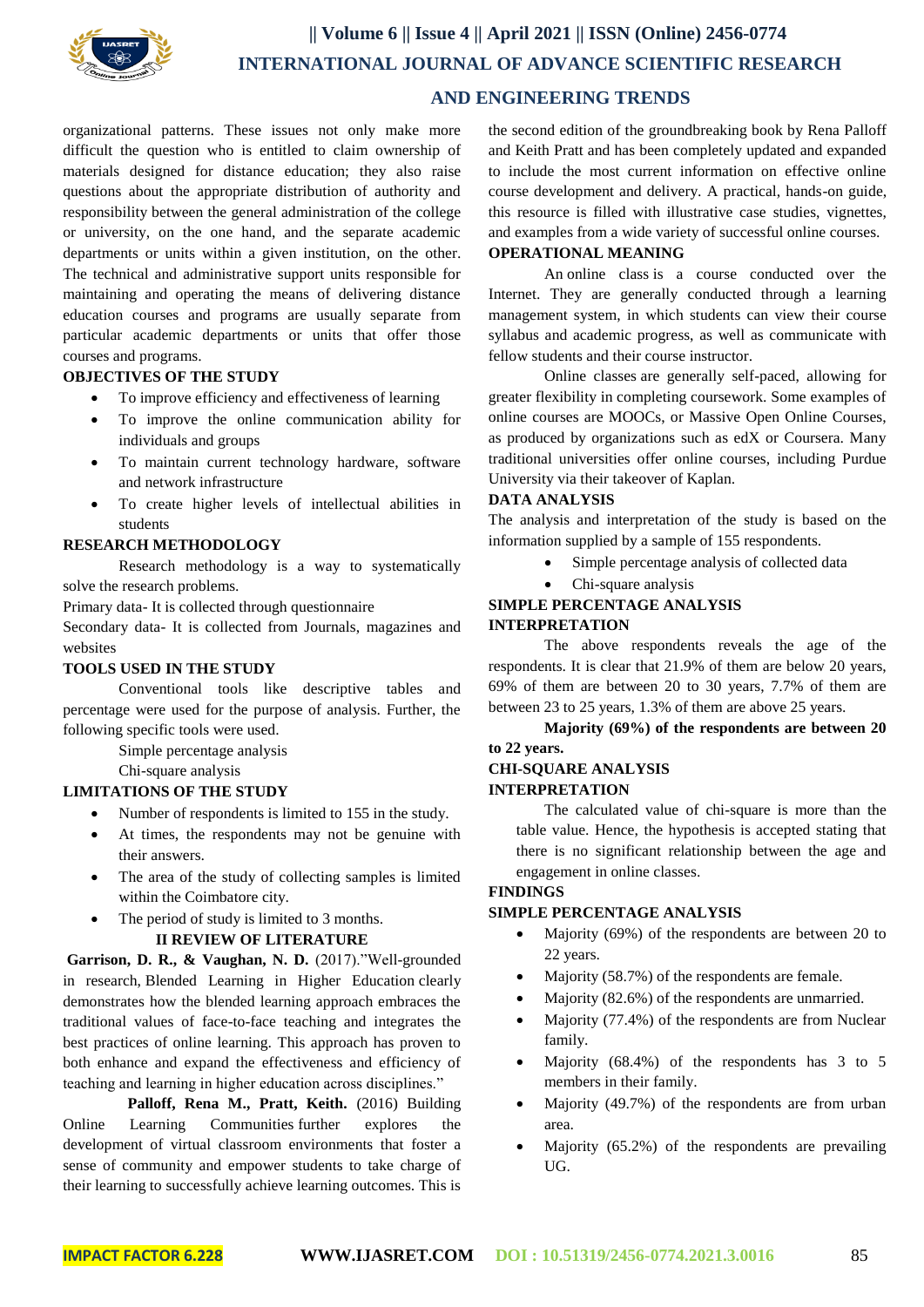organizational patterns. These issues not only make more difficult the question who is entitled to claim ownership of materials designed for distance education; they also raise questions about the appropriate distribution of authority and responsibility between the general administration of the college or university, on the one hand, and the separate academic departments or units within a given institution, on the other. The technical and administrative support units responsible for maintaining and operating the means of delivering distance education courses and programs are usually separate from particular academic departments or units that offer those courses and programs.

**OBJECTIVES OF THE STUDY**

- To improve efficiency and effectiveness of learning
- To improve the online communication ability for individuals and groups
- To maintain current technology hardware, software and network infrastructure
- To create higher levels of intellectual abilities in students

**RESEARCH METHODOLOGY**

Research methodology is a way to systematically solve the research problems.

Primary data- It is collected through questionnaire

Secondary data- It is collected from Journals, magazines and websites

**TOOLS USED IN THE STUDY**

Conventional tools like descriptive tables and percentage were used for the purpose of analysis. Further, the following specific tools were used.

Simple percentage analysis

Chi-square analysis

**LIMITATIONS OF THE STUDY**

- Number of respondents is limited to 155 in the study.
- At times, the respondents may not be genuine with their answers.
- The area of the study of collecting samples is limited within the Coimbatore city.
- The period of study is limited to 3 months.

## II REVIEW OF LITERATURE

**Garrison, D. R., & Vaughan, N. D.** (2017)."Well-grounded in research, Blended Learning in Higher Education clearly demonstrates how the blended learning approach embraces the traditional values of face-to-face teaching and integrates the best practices of online learning. This approach has proven to both enhance and expand the effectiveness and efficiency of teaching and learning in higher education across disciplines."

**Palloff, Rena M., Pratt, Keith.** (2016) Building Online Learning Communities further explores the development of virtual classroom environments that foster a sense of community and empower students to take charge of their learning to successfully achieve learning outcomes. This is the second edition of the groundbreaking book by Rena Palloff and Keith Pratt and has been completely updated and expanded to include the most current information on effective online course development and delivery. A practical, hands-on guide, this resource is filled with illustrative case studies, vignettes, and examples from a wide variety of successful online courses.

**OPERATIONAL MEANING**

An online class is a course conducted over the Internet. They are generally conducted through a learning management system, in which students can view their course syllabus and academic progress, as well as communicate with fellow students and their course instructor.

Online classes are generally self-paced, allowing for greater flexibility in completing coursework. Some examples of online courses are MOOCs, or Massive Open Online Courses, as produced by organizations such as edX or Coursera. Many traditional universities offer online courses, including Purdue University via their takeover of Kaplan.

**DATA ANALYSIS**

The analysis and interpretation of the study is based on the information supplied by a sample of 155 respondents.

- Simple percentage analysis of collected data
- Chi-square analysis

**SIMPLE PERCENTAGE ANALYSIS**

**INTERPRETATION**

The above respondents reveals the age of the respondents. It is clear that 21.9% of them are below 20 years, 69% of them are between 20 to 30 years, 7.7% of them are between 23 to 25 years, 1.3% of them are above 25 years.

**Majority (69%) of the respondents are between 20 to 22 years.**

**CHI-SQUARE ANALYSIS**

**INTERPRETATION**

The calculated value of chi-square is more than the table value. Hence, the hypothesis is accepted stating that there is no significant relationship between the age and engagement in online classes.

**FINDINGS**

**SIMPLE PERCENTAGE ANALYSIS**

- Majority (69%) of the respondents are between 20 to 22 years.
- Majority (58.7%) of the respondents are female.
- Majority (82.6%) of the respondents are unmarried.
- Majority (77.4%) of the respondents are from Nuclear family.
- Majority (68.4%) of the respondents has 3 to 5 members in their family.
- Majority (49.7%) of the respondents are from urban area.
- Majority (65.2%) of the respondents are prevailing UG.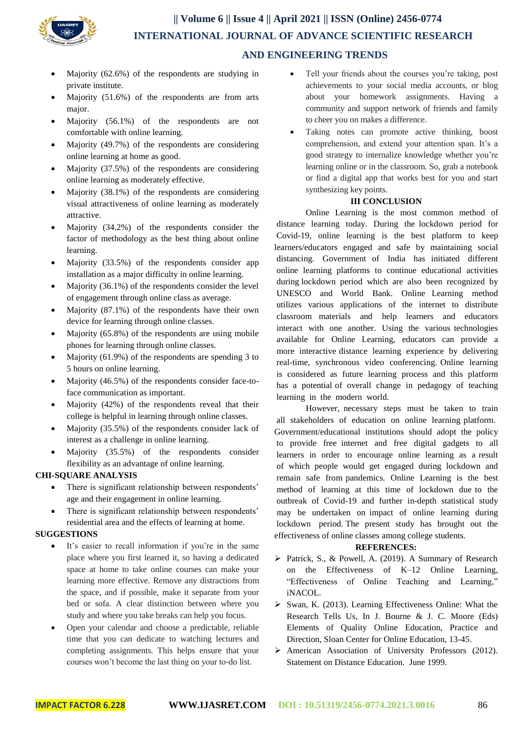- Majority (62.6%) of the respondents are studying in private institute.
- Majority (51.6%) of the respondents are from arts major.
- Majority (56.1%) of the respondents are not comfortable with online learning.
- Majority (49.7%) of the respondents are considering online learning at home as good.
- Majority (37.5%) of the respondents are considering online learning as moderately effective.
- Majority (38.1%) of the respondents are considering visual attractiveness of online learning as moderately attractive.
- Majority (34.2%) of the respondents consider the factor of methodology as the best thing about online learning.
- Majority (33.5%) of the respondents consider app installation as a major difficulty in online learning.
- Majority (36.1%) of the respondents consider the level of engagement through online class as average.
- Majority (87.1%) of the respondents have their own device for learning through online classes.
- Majority (65.8%) of the respondents are using mobile phones for learning through online classes.
- Majority (61.9%) of the respondents are spending 3 to 5 hours on online learning.
- Majority (46.5%) of the respondents consider face-to-face communication as important.
- Majority (42%) of the respondents reveal that their college is helpful in learning through online classes.
- Majority (35.5%) of the respondents consider lack of interest as a challenge in online learning.
- Majority (35.5%) of the respondents consider flexibility as an advantage of online learning.

**CHI-SQUARE ANALYSIS**

- There is significant relationship between respondents' age and their engagement in online learning.
- There is significant relationship between respondents' residential area and the effects of learning at home.

**SUGGESTIONS**

- It's easier to recall information if you're in the same place where you first learned it, so having a dedicated space at home to take online courses can make your learning more effective. Remove any distractions from the space, and if possible, make it separate from your bed or sofa. A clear distinction between where you study and where you take breaks can help you focus.
- Open your calendar and choose a predictable, reliable time that you can dedicate to watching lectures and completing assignments. This helps ensure that your courses won't become the last thing on your to-do list.
- Tell your friends about the courses you're taking, post achievements to your social media accounts, or blog about your homework assignments. Having a community and support network of friends and family to cheer you on makes a difference.
- Taking notes can promote active thinking, boost comprehension, and extend your attention span. It's a good strategy to internalize knowledge whether you're learning online or in the classroom. So, grab a notebook or find a digital app that works best for you and start synthesizing key points.

## III CONCLUSION

Online Learning is the most common method of distance learning today. During the lockdown period for Covid-19, online learning is the best platform to keep learners/educators engaged and safe by maintaining social distancing. Government of India has initiated different online learning platforms to continue educational activities during lockdown period which are also been recognized by UNESCO and World Bank. Online Learning method utilizes various applications of the internet to distribute classroom materials and help learners and educators interact with one another. Using the various technologies available for Online Learning, educators can provide a more interactive distance learning experience by delivering real-time, synchronous video conferencing. Online learning is considered as future learning process and this platform has a potential of overall change in pedagogy of teaching learning in the modern world.

However, necessary steps must be taken to train all stakeholders of education on online learning platform. Government/educational institutions should adopt the policy to provide free internet and free digital gadgets to all learners in order to encourage online learning as a result of which people would get engaged during lockdown and remain safe from pandemics. Online Learning is the best method of learning at this time of lockdown due to the outbreak of Covid-19 and further in-depth statistical study may be undertaken on impact of online learning during lockdown period. The present study has brought out the effectiveness of online classes among college students.

**REFERENCES:**

- Patrick, S., & Powell, A. (2019). A Summary of Research on the Effectiveness of K–12 Online Learning, "Effectiveness of Online Teaching and Learning," iNACOL.
- Swan, K. (2013). Learning Effectiveness Online: What the Research Tells Us, In J. Bourne & J. C. Moore (Eds) Elements of Quality Online Education, Practice and Direction, Sloan Center for Online Education, 13-45.
- American Association of University Professors (2012). Statement on Distance Education. June 1999.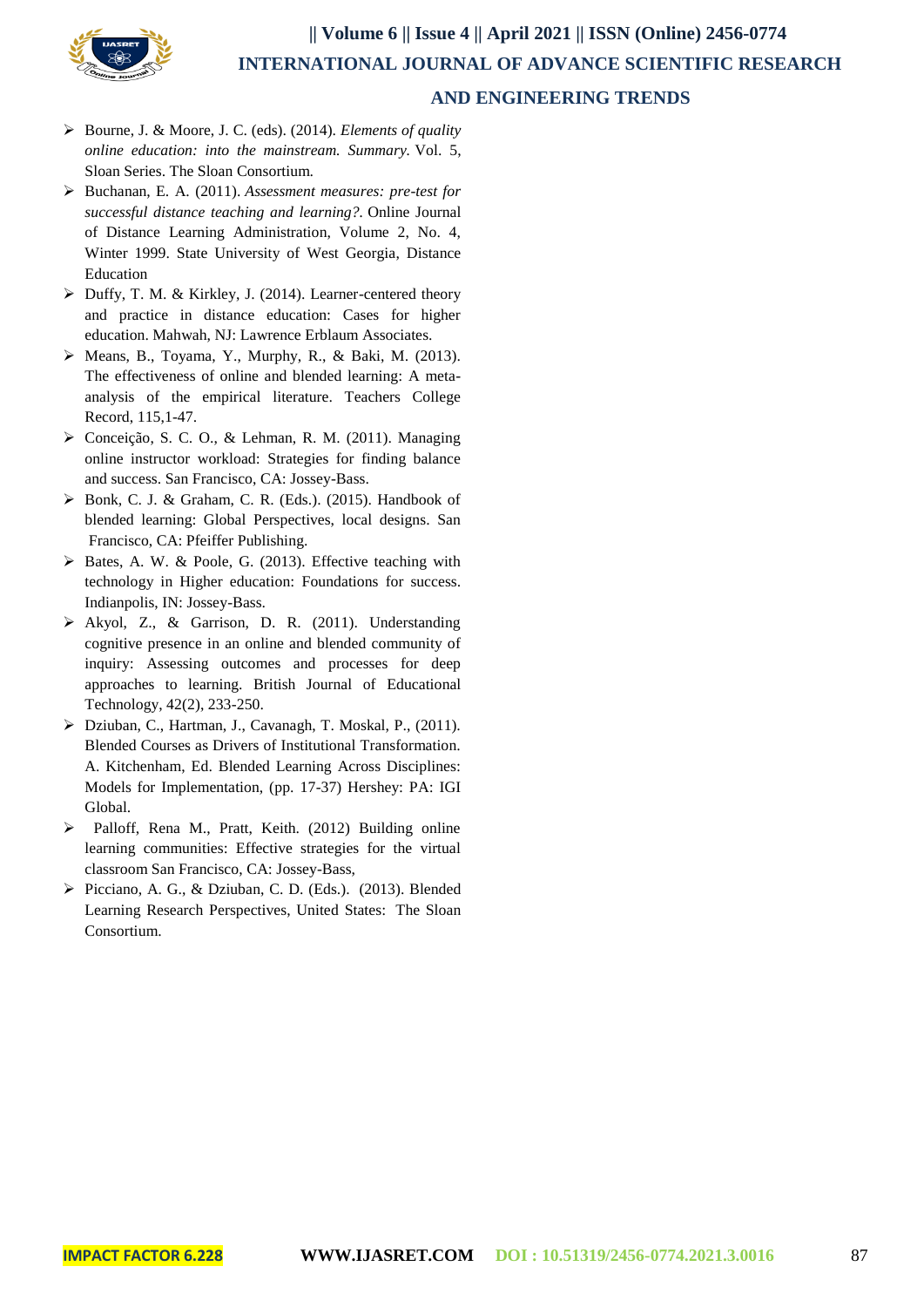- Bourne, J. & Moore, J. C. (eds). (2014). *Elements of quality online education: into the mainstream. Summary.* Vol. 5, Sloan Series. The Sloan Consortium.
- Buchanan, E. A. (2011). *Assessment measures: pre-test for successful distance teaching and learning?.* Online Journal of Distance Learning Administration, Volume 2, No. 4, Winter 1999. State University of West Georgia, Distance Education
- Duffy, T. M. & Kirkley, J. (2014). Learner-centered theory and practice in distance education: Cases for higher education. Mahwah, NJ: Lawrence Erblaum Associates.
- Means, B., Toyama, Y., Murphy, R., & Baki, M. (2013). The effectiveness of online and blended learning: A meta-analysis of the empirical literature. Teachers College Record, 115,1-47.
- Conceição, S. C. O., & Lehman, R. M. (2011). Managing online instructor workload: Strategies for finding balance and success. San Francisco, CA: Jossey-Bass.
- Bonk, C. J. & Graham, C. R. (Eds.). (2015). Handbook of blended learning: Global Perspectives, local designs. San Francisco, CA: Pfeiffer Publishing.
- Bates, A. W. & Poole, G. (2013). Effective teaching with technology in Higher education: Foundations for success. Indianpolis, IN: Jossey-Bass.
- Akyol, Z., & Garrison, D. R. (2011). Understanding cognitive presence in an online and blended community of inquiry: Assessing outcomes and processes for deep approaches to learning. British Journal of Educational Technology, 42(2), 233-250.
- Dziuban, C., Hartman, J., Cavanagh, T. Moskal, P., (2011). Blended Courses as Drivers of Institutional Transformation. A. Kitchenham, Ed. Blended Learning Across Disciplines: Models for Implementation, (pp. 17-37) Hershey: PA: IGI Global.
- Palloff, Rena M., Pratt, Keith. (2012) Building online learning communities: Effective strategies for the virtual classroom San Francisco, CA: Jossey-Bass,
- Picciano, A. G., & Dziuban, C. D. (Eds.). (2013). Blended Learning Research Perspectives, United States: The Sloan Consortium.